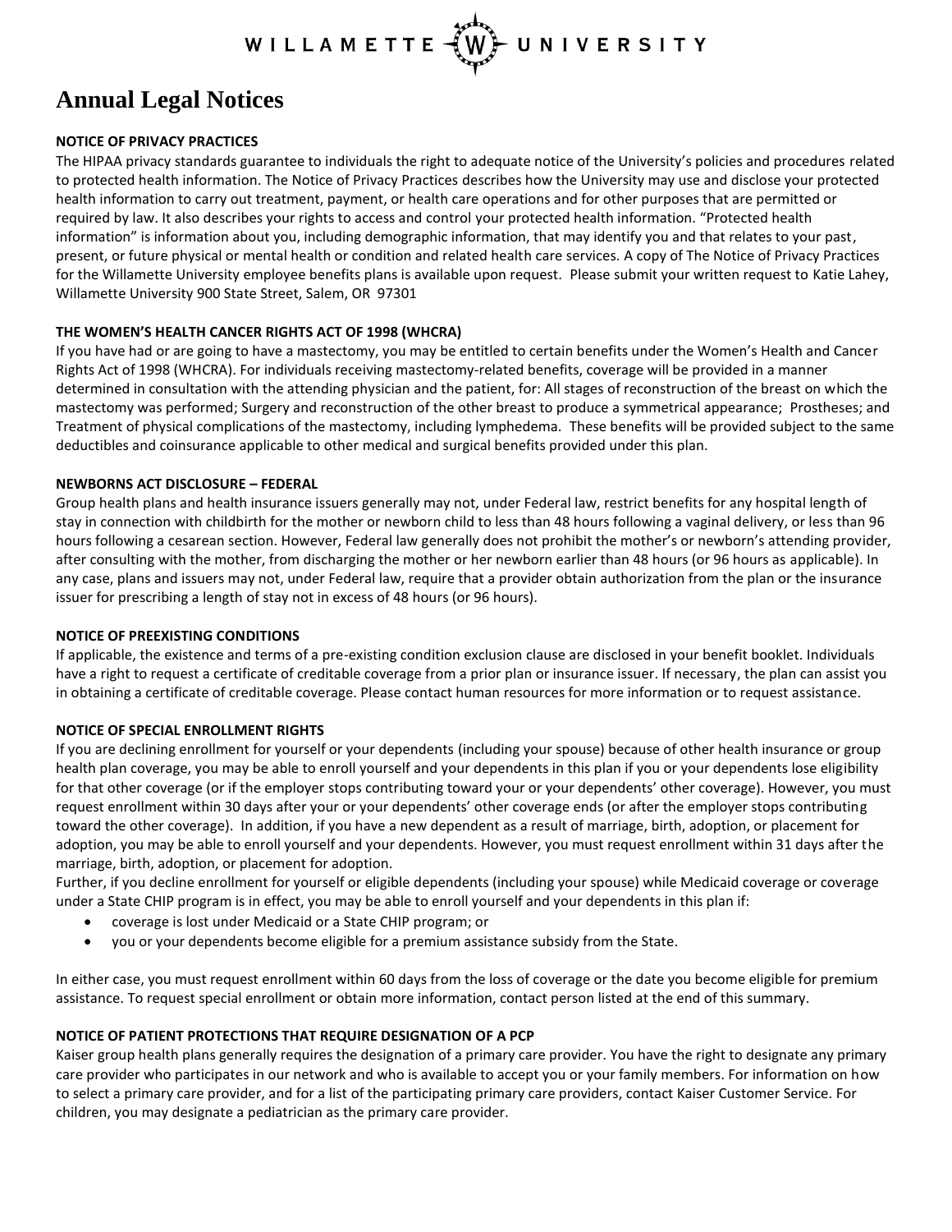# Annual Legal Notices

**NOTICE OF PRIVACY PRACTICES**

The HIPAA privacy standards guarantee to individuals the right to adequate notice of the University's policies and procedures related to protected health information. The Notice of Privacy Practices describes how the University may use and disclose your protected health information to carry out treatment, payment, or health care operations and for other purposes that are permitted or required by law. It also describes your rights to access and control your protected health information. "Protected health information" is information about you, including demographic information, that may identify you and that relates to your past, present, or future physical or mental health or condition and related health care services. A copy of The Notice of Privacy Practices for the Willamette University employee benefits plans is available upon request. Please submit your written request to Katie Lahey, Willamette University 900 State Street, Salem, OR 97301

**THE WOMEN'S HEALTH CANCER RIGHTS ACT OF 1998 (WHCRA)**

If you have had or are going to have a mastectomy, you may be entitled to certain benefits under the Women's Health and Cancer Rights Act of 1998 (WHCRA). For individuals receiving mastectomy-related benefits, coverage will be provided in a manner determined in consultation with the attending physician and the patient, for: All stages of reconstruction of the breast on which the mastectomy was performed; Surgery and reconstruction of the other breast to produce a symmetrical appearance; Prostheses; and Treatment of physical complications of the mastectomy, including lymphedema. These benefits will be provided subject to the same deductibles and coinsurance applicable to other medical and surgical benefits provided under this plan.

**NEWBORNS ACT DISCLOSURE – FEDERAL**

Group health plans and health insurance issuers generally may not, under Federal law, restrict benefits for any hospital length of stay in connection with childbirth for the mother or newborn child to less than 48 hours following a vaginal delivery, or less than 96 hours following a cesarean section. However, Federal law generally does not prohibit the mother's or newborn's attending provider, after consulting with the mother, from discharging the mother or her newborn earlier than 48 hours (or 96 hours as applicable). In any case, plans and issuers may not, under Federal law, require that a provider obtain authorization from the plan or the insurance issuer for prescribing a length of stay not in excess of 48 hours (or 96 hours).

**NOTICE OF PREEXISTING CONDITIONS**

If applicable, the existence and terms of a pre-existing condition exclusion clause are disclosed in your benefit booklet. Individuals have a right to request a certificate of creditable coverage from a prior plan or insurance issuer. If necessary, the plan can assist you in obtaining a certificate of creditable coverage. Please contact human resources for more information or to request assistance.

**NOTICE OF SPECIAL ENROLLMENT RIGHTS**

If you are declining enrollment for yourself or your dependents (including your spouse) because of other health insurance or group health plan coverage, you may be able to enroll yourself and your dependents in this plan if you or your dependents lose eligibility for that other coverage (or if the employer stops contributing toward your or your dependents' other coverage). However, you must request enrollment within 30 days after your or your dependents' other coverage ends (or after the employer stops contributing toward the other coverage). In addition, if you have a new dependent as a result of marriage, birth, adoption, or placement for adoption, you may be able to enroll yourself and your dependents. However, you must request enrollment within 31 days after the marriage, birth, adoption, or placement for adoption.

Further, if you decline enrollment for yourself or eligible dependents (including your spouse) while Medicaid coverage or coverage under a State CHIP program is in effect, you may be able to enroll yourself and your dependents in this plan if:

- coverage is lost under Medicaid or a State CHIP program; or
- you or your dependents become eligible for a premium assistance subsidy from the State.

In either case, you must request enrollment within 60 days from the loss of coverage or the date you become eligible for premium assistance. To request special enrollment or obtain more information, contact person listed at the end of this summary.

**NOTICE OF PATIENT PROTECTIONS THAT REQUIRE DESIGNATION OF A PCP**

Kaiser group health plans generally requires the designation of a primary care provider. You have the right to designate any primary care provider who participates in our network and who is available to accept you or your family members. For information on how to select a primary care provider, and for a list of the participating primary care providers, contact Kaiser Customer Service. For children, you may designate a pediatrician as the primary care provider.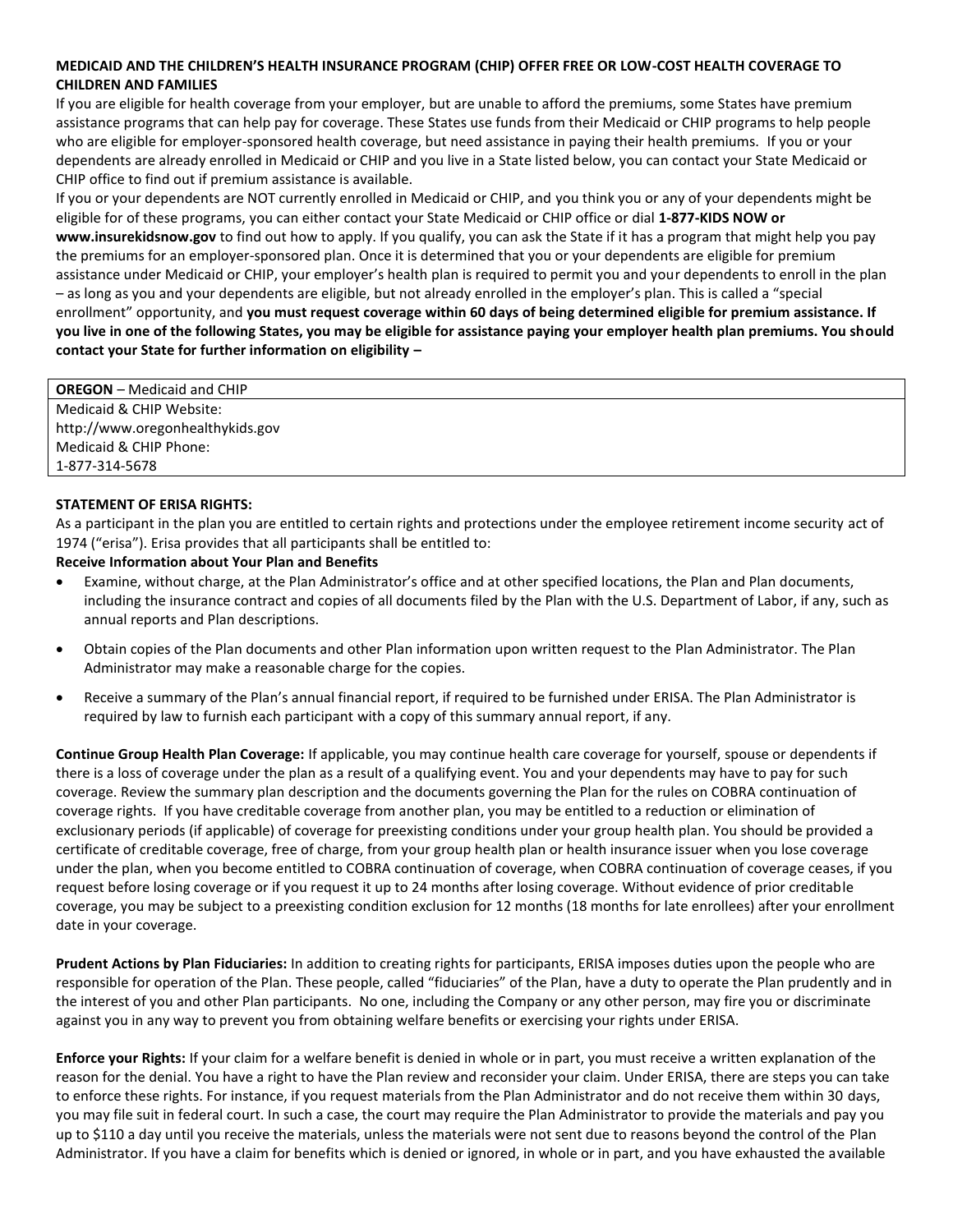**MEDICAID AND THE CHILDREN'S HEALTH INSURANCE PROGRAM (CHIP) OFFER FREE OR LOW-COST HEALTH COVERAGE TO CHILDREN AND FAMILIES**

If you are eligible for health coverage from your employer, but are unable to afford the premiums, some States have premium assistance programs that can help pay for coverage. These States use funds from their Medicaid or CHIP programs to help people who are eligible for employer-sponsored health coverage, but need assistance in paying their health premiums. If you or your dependents are already enrolled in Medicaid or CHIP and you live in a State listed below, you can contact your State Medicaid or CHIP office to find out if premium assistance is available.

If you or your dependents are NOT currently enrolled in Medicaid or CHIP, and you think you or any of your dependents might be eligible for of these programs, you can either contact your State Medicaid or CHIP office or dial **1-877-KIDS NOW or www.insurekidsnow.gov** to find out how to apply. If you qualify, you can ask the State if it has a program that might help you pay the premiums for an employer-sponsored plan. Once it is determined that you or your dependents are eligible for premium assistance under Medicaid or CHIP, your employer's health plan is required to permit you and your dependents to enroll in the plan – as long as you and your dependents are eligible, but not already enrolled in the employer's plan. This is called a "special enrollment" opportunity, and **you must request coverage within 60 days of being determined eligible for premium assistance. If you live in one of the following States, you may be eligible for assistance paying your employer health plan premiums. You should contact your State for further information on eligibility –**

| **OREGON** – Medicaid and CHIP |
|---|
| Medicaid & CHIP Website:<br>http://www.oregonhealthykids.gov<br>Medicaid & CHIP Phone:<br>1-877-314-5678 |

**STATEMENT OF ERISA RIGHTS:**

As a participant in the plan you are entitled to certain rights and protections under the employee retirement income security act of 1974 ("erisa"). Erisa provides that all participants shall be entitled to:

**Receive Information about Your Plan and Benefits**

- Examine, without charge, at the Plan Administrator's office and at other specified locations, the Plan and Plan documents, including the insurance contract and copies of all documents filed by the Plan with the U.S. Department of Labor, if any, such as annual reports and Plan descriptions.
- Obtain copies of the Plan documents and other Plan information upon written request to the Plan Administrator. The Plan Administrator may make a reasonable charge for the copies.
- Receive a summary of the Plan's annual financial report, if required to be furnished under ERISA. The Plan Administrator is required by law to furnish each participant with a copy of this summary annual report, if any.

**Continue Group Health Plan Coverage:** If applicable, you may continue health care coverage for yourself, spouse or dependents if there is a loss of coverage under the plan as a result of a qualifying event. You and your dependents may have to pay for such coverage. Review the summary plan description and the documents governing the Plan for the rules on COBRA continuation of coverage rights. If you have creditable coverage from another plan, you may be entitled to a reduction or elimination of exclusionary periods (if applicable) of coverage for preexisting conditions under your group health plan. You should be provided a certificate of creditable coverage, free of charge, from your group health plan or health insurance issuer when you lose coverage under the plan, when you become entitled to COBRA continuation of coverage, when COBRA continuation of coverage ceases, if you request before losing coverage or if you request it up to 24 months after losing coverage. Without evidence of prior creditable coverage, you may be subject to a preexisting condition exclusion for 12 months (18 months for late enrollees) after your enrollment date in your coverage.

**Prudent Actions by Plan Fiduciaries:** In addition to creating rights for participants, ERISA imposes duties upon the people who are responsible for operation of the Plan. These people, called "fiduciaries" of the Plan, have a duty to operate the Plan prudently and in the interest of you and other Plan participants. No one, including the Company or any other person, may fire you or discriminate against you in any way to prevent you from obtaining welfare benefits or exercising your rights under ERISA.

**Enforce your Rights:** If your claim for a welfare benefit is denied in whole or in part, you must receive a written explanation of the reason for the denial. You have a right to have the Plan review and reconsider your claim. Under ERISA, there are steps you can take to enforce these rights. For instance, if you request materials from the Plan Administrator and do not receive them within 30 days, you may file suit in federal court. In such a case, the court may require the Plan Administrator to provide the materials and pay you up to $110 a day until you receive the materials, unless the materials were not sent due to reasons beyond the control of the Plan Administrator. If you have a claim for benefits which is denied or ignored, in whole or in part, and you have exhausted the available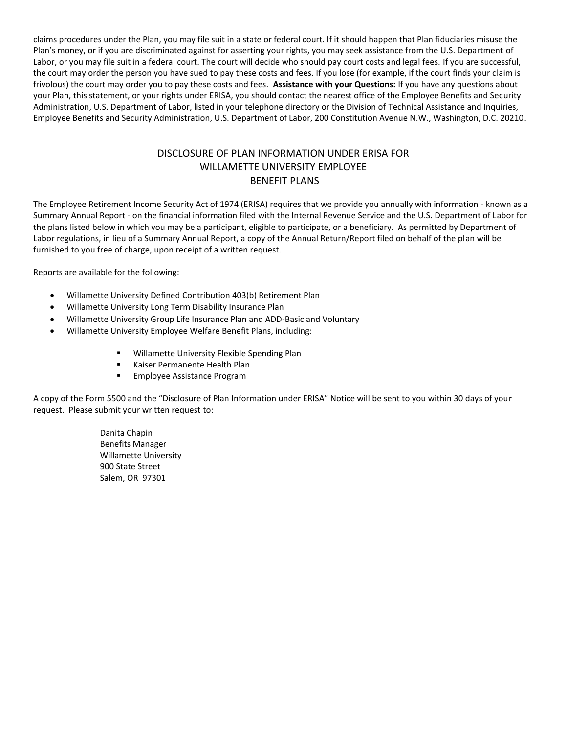claims procedures under the Plan, you may file suit in a state or federal court. If it should happen that Plan fiduciaries misuse the Plan's money, or if you are discriminated against for asserting your rights, you may seek assistance from the U.S. Department of Labor, or you may file suit in a federal court. The court will decide who should pay court costs and legal fees. If you are successful, the court may order the person you have sued to pay these costs and fees. If you lose (for example, if the court finds your claim is frivolous) the court may order you to pay these costs and fees. **Assistance with your Questions:** If you have any questions about your Plan, this statement, or your rights under ERISA, you should contact the nearest office of the Employee Benefits and Security Administration, U.S. Department of Labor, listed in your telephone directory or the Division of Technical Assistance and Inquiries, Employee Benefits and Security Administration, U.S. Department of Labor, 200 Constitution Avenue N.W., Washington, D.C. 20210.

## DISCLOSURE OF PLAN INFORMATION UNDER ERISA FOR WILLAMETTE UNIVERSITY EMPLOYEE BENEFIT PLANS

The Employee Retirement Income Security Act of 1974 (ERISA) requires that we provide you annually with information - known as a Summary Annual Report - on the financial information filed with the Internal Revenue Service and the U.S. Department of Labor for the plans listed below in which you may be a participant, eligible to participate, or a beneficiary. As permitted by Department of Labor regulations, in lieu of a Summary Annual Report, a copy of the Annual Return/Report filed on behalf of the plan will be furnished to you free of charge, upon receipt of a written request.

Reports are available for the following:

- Willamette University Defined Contribution 403(b) Retirement Plan
- Willamette University Long Term Disability Insurance Plan
- Willamette University Group Life Insurance Plan and ADD-Basic and Voluntary
- Willamette University Employee Welfare Benefit Plans, including:
    - Willamette University Flexible Spending Plan
    - Kaiser Permanente Health Plan
    - Employee Assistance Program

A copy of the Form 5500 and the "Disclosure of Plan Information under ERISA" Notice will be sent to you within 30 days of your request. Please submit your written request to:

Danita Chapin
Benefits Manager
Willamette University
900 State Street
Salem, OR 97301